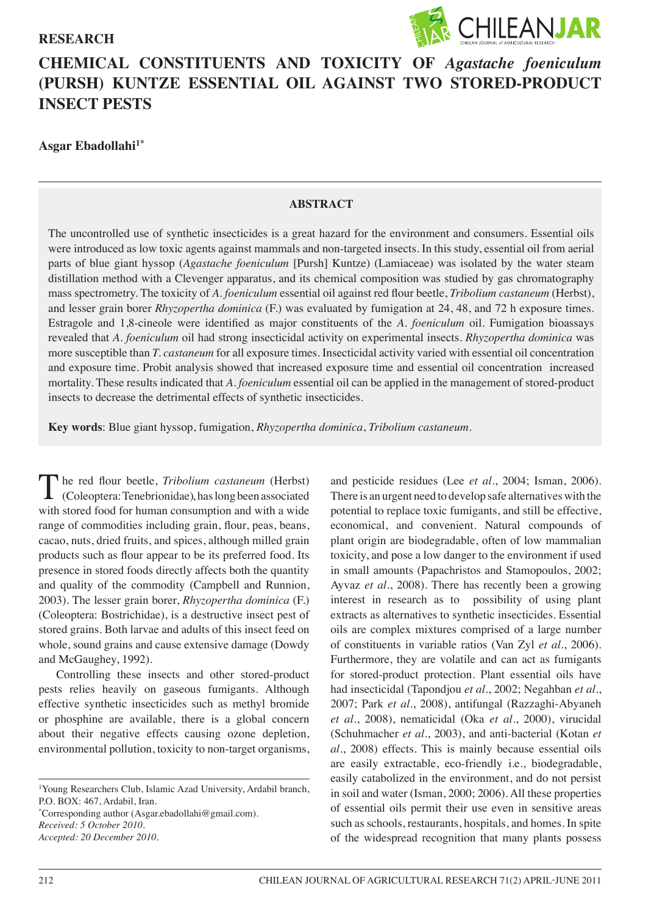RESEARCH

# CHEMICAL CONSTITUENTS AND TOXICITY OF *Agastache foeniculum* (PURSH) KUNTZE ESSENTIAL OIL AGAINST TWO STORED-PRODUCT INSECT PESTS

**Asgar Ebadollahi[1*]**

## ABSTRACT

The uncontrolled use of synthetic insecticides is a great hazard for the environment and consumers. Essential oils were introduced as low toxic agents against mammals and non-targeted insects. In this study, essential oil from aerial parts of blue giant hyssop (*Agastache foeniculum* [Pursh] Kuntze) (Lamiaceae) was isolated by the water steam distillation method with a Clevenger apparatus, and its chemical composition was studied by gas chromatography mass spectrometry. The toxicity of *A. foeniculum* essential oil against red flour beetle, *Tribolium castaneum* (Herbst), and lesser grain borer *Rhyzopertha dominica* (F.) was evaluated by fumigation at 24, 48, and 72 h exposure times. Estragole and 1,8-cineole were identified as major constituents of the *A. foeniculum* oil. Fumigation bioassays revealed that *A. foeniculum* oil had strong insecticidal activity on experimental insects. *Rhyzopertha dominica* was more susceptible than *T. castaneum* for all exposure times. Insecticidal activity varied with essential oil concentration and exposure time. Probit analysis showed that increased exposure time and essential oil concentration increased mortality. These results indicated that *A. foeniculum* essential oil can be applied in the management of stored-product insects to decrease the detrimental effects of synthetic insecticides.

**Key words**: Blue giant hyssop, fumigation, *Rhyzopertha dominica*, *Tribolium castaneum*.

The red flour beetle, *Tribolium castaneum* (Herbst) (Coleoptera: Tenebrionidae), has long been associated with stored food for human consumption and with a wide range of commodities including grain, flour, peas, beans, cacao, nuts, dried fruits, and spices, although milled grain products such as flour appear to be its preferred food. Its presence in stored foods directly affects both the quantity and quality of the commodity (Campbell and Runnion, 2003). The lesser grain borer, *Rhyzopertha dominica* (F.) (Coleoptera: Bostrichidae), is a destructive insect pest of stored grains. Both larvae and adults of this insect feed on whole, sound grains and cause extensive damage (Dowdy and McGaughey, 1992).

Controlling these insects and other stored-product pests relies heavily on gaseous fumigants. Although effective synthetic insecticides such as methyl bromide or phosphine are available, there is a global concern about their negative effects causing ozone depletion, environmental pollution, toxicity to non-target organisms, and pesticide residues (Lee *et al*., 2004; Isman, 2006). There is an urgent need to develop safe alternatives with the potential to replace toxic fumigants, and still be effective, economical, and convenient. Natural compounds of plant origin are biodegradable, often of low mammalian toxicity, and pose a low danger to the environment if used in small amounts (Papachristos and Stamopoulos, 2002; Ayvaz *et al*., 2008). There has recently been a growing interest in research as to possibility of using plant extracts as alternatives to synthetic insecticides. Essential oils are complex mixtures comprised of a large number of constituents in variable ratios (Van Zyl *et al*., 2006). Furthermore, they are volatile and can act as fumigants for stored-product protection. Plant essential oils have had insecticidal (Tapondjou *et al*., 2002; Negahban *et al*., 2007; Park *et al*., 2008), antifungal (Razzaghi-Abyaneh *et al*., 2008), nematicidal (Oka *et al*., 2000), virucidal (Schuhmacher *et al*., 2003), and anti-bacterial (Kotan *et al*., 2008) effects. This is mainly because essential oils are easily extractable, eco-friendly i.e., biodegradable, easily catabolized in the environment, and do not persist in soil and water (Isman, 2000; 2006). All these properties of essential oils permit their use even in sensitive areas such as schools, restaurants, hospitals, and homes. In spite of the widespread recognition that many plants possess

[1]Young Researchers Club, Islamic Azad University, Ardabil branch, P.O. BOX: 467, Ardabil, Iran.
[*]Corresponding author (Asgar.ebadollahi@gmail.com).
*Received: 5 October 2010.*
*Accepted: 20 December 2010.*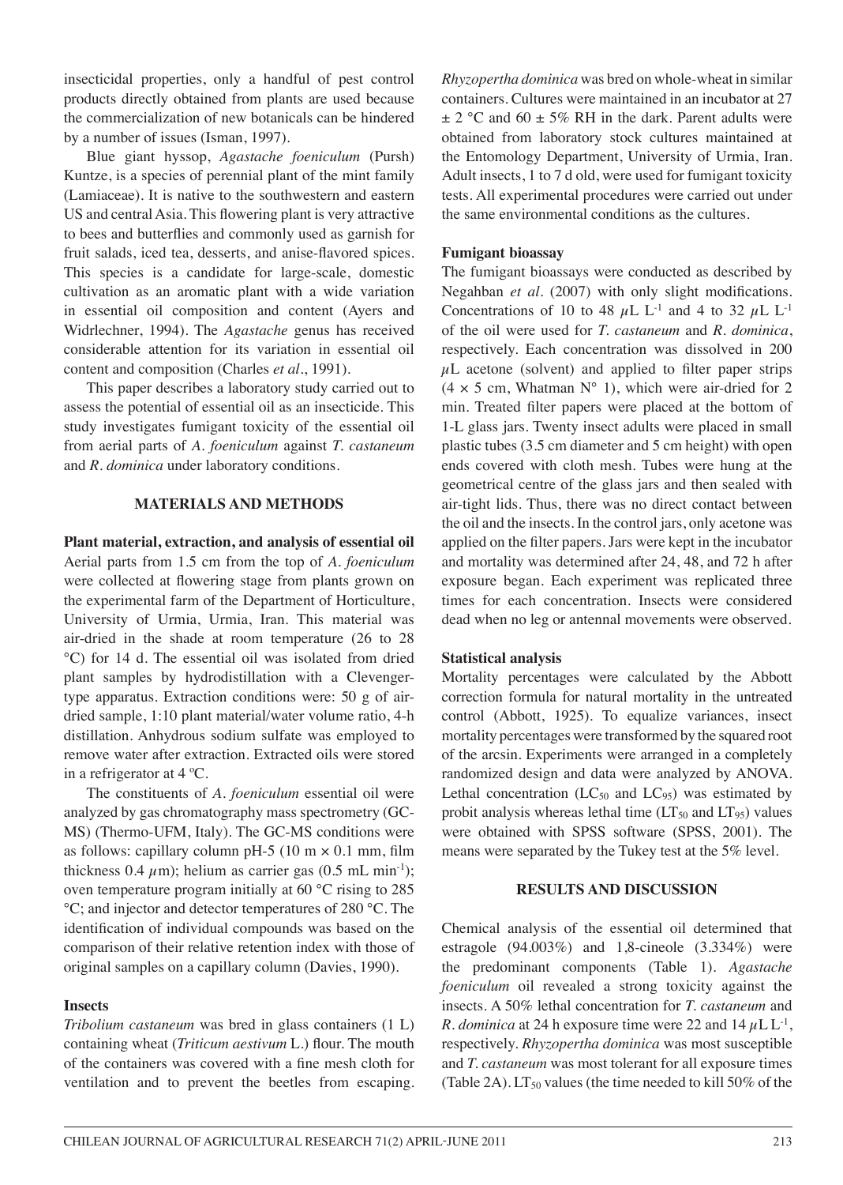insecticidal properties, only a handful of pest control products directly obtained from plants are used because the commercialization of new botanicals can be hindered by a number of issues (Isman, 1997).

Blue giant hyssop, *Agastache foeniculum* (Pursh) Kuntze, is a species of perennial plant of the mint family (Lamiaceae). It is native to the southwestern and eastern US and central Asia. This flowering plant is very attractive to bees and butterflies and commonly used as garnish for fruit salads, iced tea, desserts, and anise-flavored spices. This species is a candidate for large-scale, domestic cultivation as an aromatic plant with a wide variation in essential oil composition and content (Ayers and Widrlechner, 1994). The *Agastache* genus has received considerable attention for its variation in essential oil content and composition (Charles *et al*., 1991).

This paper describes a laboratory study carried out to assess the potential of essential oil as an insecticide. This study investigates fumigant toxicity of the essential oil from aerial parts of *A. foeniculum* against *T. castaneum* and *R. dominica* under laboratory conditions.

## MATERIALS AND METHODS

### Plant material, extraction, and analysis of essential oil

Aerial parts from 1.5 cm from the top of *A. foeniculum* were collected at flowering stage from plants grown on the experimental farm of the Department of Horticulture, University of Urmia, Urmia, Iran. This material was air-dried in the shade at room temperature (26 to 28 °C) for 14 d. The essential oil was isolated from dried plant samples by hydrodistillation with a Clevenger-type apparatus. Extraction conditions were: 50 g of air-dried sample, 1:10 plant material/water volume ratio, 4-h distillation. Anhydrous sodium sulfate was employed to remove water after extraction. Extracted oils were stored in a refrigerator at 4 ºC.

The constituents of *A. foeniculum* essential oil were analyzed by gas chromatography mass spectrometry (GC-MS) (Thermo-UFM, Italy). The GC-MS conditions were as follows: capillary column pH-5 (10 m × 0.1 mm, film thickness 0.4 $\mu$m); helium as carrier gas (0.5 mL min$^{-1}$); oven temperature program initially at 60 °C rising to 285 °C; and injector and detector temperatures of 280 °C. The identification of individual compounds was based on the comparison of their relative retention index with those of original samples on a capillary column (Davies, 1990).

### Insects

*Tribolium castaneum* was bred in glass containers (1 L) containing wheat (*Triticum aestivum* L.) flour. The mouth of the containers was covered with a fine mesh cloth for ventilation and to prevent the beetles from escaping. *Rhyzopertha dominica* was bred on whole-wheat in similar containers. Cultures were maintained in an incubator at 27 ± 2 °C and 60 ± 5% RH in the dark. Parent adults were obtained from laboratory stock cultures maintained at the Entomology Department, University of Urmia, Iran. Adult insects, 1 to 7 d old, were used for fumigant toxicity tests. All experimental procedures were carried out under the same environmental conditions as the cultures.

### Fumigant bioassay

The fumigant bioassays were conducted as described by Negahban *et al*. (2007) with only slight modifications. Concentrations of 10 to 48 $\mu$L L$^{-1}$ and 4 to 32 $\mu$L L$^{-1}$ of the oil were used for *T. castaneum* and *R. dominica*, respectively. Each concentration was dissolved in 200 $\mu$L acetone (solvent) and applied to filter paper strips (4 × 5 cm, Whatman N° 1), which were air-dried for 2 min. Treated filter papers were placed at the bottom of 1-L glass jars. Twenty insect adults were placed in small plastic tubes (3.5 cm diameter and 5 cm height) with open ends covered with cloth mesh. Tubes were hung at the geometrical centre of the glass jars and then sealed with air-tight lids. Thus, there was no direct contact between the oil and the insects. In the control jars, only acetone was applied on the filter papers. Jars were kept in the incubator and mortality was determined after 24, 48, and 72 h after exposure began. Each experiment was replicated three times for each concentration. Insects were considered dead when no leg or antennal movements were observed.

### Statistical analysis

Mortality percentages were calculated by the Abbott correction formula for natural mortality in the untreated control (Abbott, 1925). To equalize variances, insect mortality percentages were transformed by the squared root of the arcsin. Experiments were arranged in a completely randomized design and data were analyzed by ANOVA. Lethal concentration ($LC_{50}$ and $LC_{95}$) was estimated by probit analysis whereas lethal time ($LT_{50}$ and $LT_{95}$) values were obtained with SPSS software (SPSS, 2001). The means were separated by the Tukey test at the 5% level.

## RESULTS AND DISCUSSION

Chemical analysis of the essential oil determined that estragole (94.003%) and 1,8-cineole (3.334%) were the predominant components (Table 1). *Agastache foeniculum* oil revealed a strong toxicity against the insects. A 50% lethal concentration for *T. castaneum* and *R. dominica* at 24 h exposure time were 22 and 14 $\mu$L L$^{-1}$, respectively. *Rhyzopertha dominica* was most susceptible and *T. castaneum* was most tolerant for all exposure times (Table 2A). $LT_{50}$ values (the time needed to kill 50% of the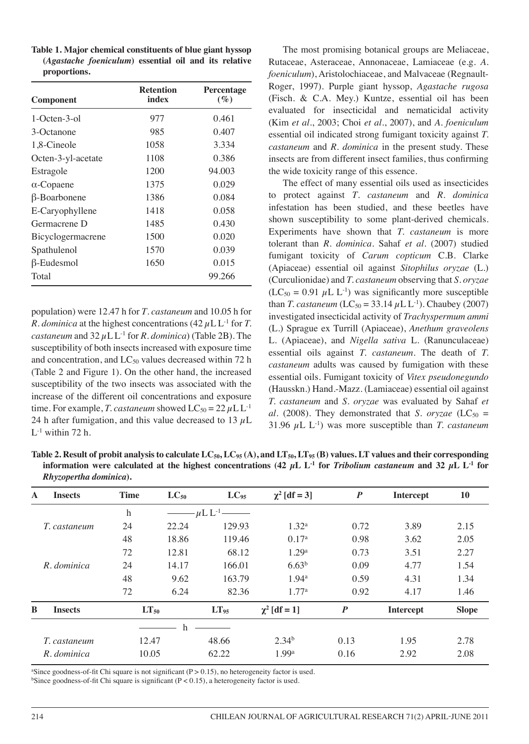**Table 1. Major chemical constituents of blue giant hyssop (*Agastache foeniculum*) essential oil and its relative proportions.**

| Component | Retention index | Percentage (%) |
|---|---|---|
| 1-Octen-3-ol | 977 | 0.461 |
| 3-Octanone | 985 | 0.407 |
| 1,8-Cineole | 1058 | 3.334 |
| Octen-3-yl-acetate | 1108 | 0.386 |
| Estragole | 1200 | 94.003 |
| α-Copaene | 1375 | 0.029 |
| β-Boarbonene | 1386 | 0.084 |
| E-Caryophyllene | 1418 | 0.058 |
| Germacrene D | 1485 | 0.430 |
| Bicyclogermacrene | 1500 | 0.020 |
| Spathulenol | 1570 | 0.039 |
| β-Eudesmol | 1650 | 0.015 |
| Total | | 99.266 |

population) were 12.47 h for *T. castaneum* and 10.05 h for *R. dominica* at the highest concentrations (42 $\mu$L $L^{-1}$ for *T. castaneum* and 32 $\mu$L $L^{-1}$ for *R. dominica*) (Table 2B). The susceptibility of both insects increased with exposure time and concentration, and $LC_{50}$ values decreased within 72 h (Table 2 and Figure 1). On the other hand, the increased susceptibility of the two insects was associated with the increase of the different oil concentrations and exposure time. For example, *T. castaneum* showed $LC_{50}$ = 22 $\mu$L $L^{-1}$ 24 h after fumigation, and this value decreased to 13 $\mu$L $L^{-1}$ within 72 h.

The most promising botanical groups are Meliaceae, Rutaceae, Asteraceae, Annonaceae, Lamiaceae (e.g. *A. foeniculum*), Aristolochiaceae, and Malvaceae (Regnault-Roger, 1997). Purple giant hyssop, *Agastache rugosa* (Fisch. & C.A. Mey.) Kuntze, essential oil has been evaluated for insecticidal and nematicidal activity (Kim *et al*., 2003; Choi *et al*., 2007), and *A. foeniculum* essential oil indicated strong fumigant toxicity against *T. castaneum* and *R. dominica* in the present study. These insects are from different insect families, thus confirming the wide toxicity range of this essence.

The effect of many essential oils used as insecticides to protect against *T. castaneum* and *R. dominica* infestation has been studied, and these beetles have shown susceptibility to some plant-derived chemicals. Experiments have shown that *T. castaneum* is more tolerant than *R. dominica*. Sahaf *et al*. (2007) studied fumigant toxicity of *Carum copticum* C.B. Clarke (Apiaceae) essential oil against *Sitophilus oryzae* (L.) (Curculionidae) and *T. castaneum* observing that *S. oryzae* ($LC_{50}$ = 0.91 $\mu$L $L^{-1}$) was significantly more susceptible than *T. castaneum* ($LC_{50}$ = 33.14 $\mu$L $L^{-1}$). Chaubey (2007) investigated insecticidal activity of *Trachyspermum ammi* (L.) Sprague ex Turrill (Apiaceae), *Anethum graveolens* L. (Apiaceae), and *Nigella sativa* L. (Ranunculaceae) essential oils against *T. castaneum*. The death of *T. castaneum* adults was caused by fumigation with these essential oils. Fumigant toxicity of *Vitex pseudonegundo* (Hausskn.) Hand.-Mazz. (Lamiaceae) essential oil against *T. castaneum* and *S. oryzae* was evaluated by Sahaf *et al*. (2008). They demonstrated that *S. oryzae* ($LC_{50}$ = 31.96 $\mu$L $L^{-1}$) was more susceptible than *T. castaneum*

**Table 2. Result of probit analysis to calculate $LC_{50}$, $LC_{95}$ (A), and $LT_{50}$, $LT_{95}$ (B) values. LT values and their corresponding information were calculated at the highest concentrations (42 $\mu$L $L^{-1}$ for *Tribolium castaneum* and 32 $\mu$L $L^{-1}$ for *Rhyzopertha dominica*).**

| A | Insects | Time | $LC_{50}$ | $LC_{95}$ | $\chi^2$ [df = 3] | *P* | Intercept | 10 |
|---|---|---|---|---|---|---|---|---|
| | | h | $\mu$L $L^{-1}$ | | | | | |
| | *T. castaneum* | 24 | 22.24 | 129.93 | 1.32[a] | 0.72 | 3.89 | 2.15 |
| | | 48 | 18.86 | 119.46 | 0.17[a] | 0.98 | 3.62 | 2.05 |
| | | 72 | 12.81 | 68.12 | 1.29[a] | 0.73 | 3.51 | 2.27 |
| | *R. dominica* | 24 | 14.17 | 166.01 | 6.63[b] | 0.09 | 4.77 | 1.54 |
| | | 48 | 9.62 | 163.79 | 1.94[a] | 0.59 | 4.31 | 1.34 |
| | | 72 | 6.24 | 82.36 | 1.77[a] | 0.92 | 4.17 | 1.46 |

| B | Insects | $LT_{50}$ | $LT_{95}$ | $\chi^2$ [df = 1] | *P* | Intercept | Slope |
|---|---|---|---|---|---|---|---|
| | | h | | | | | |
| | *T. castaneum* | 12.47 | 48.66 | 2.34[b] | 0.13 | 1.95 | 2.78 |
| | *R. dominica* | 10.05 | 62.22 | 1.99[a] | 0.16 | 2.92 | 2.08 |

[a]Since goodness-of-fit Chi square is not significant (P > 0.15), no heterogeneity factor is used.
[b]Since goodness-of-fit Chi square is significant (P < 0.15), a heterogeneity factor is used.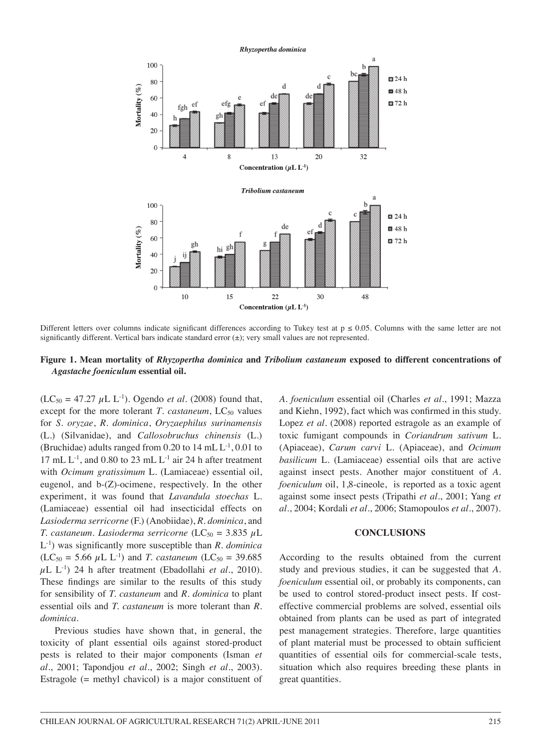Different letters over columns indicate significant differences according to Tukey test at $p \leq 0.05$. Columns with the same letter are not significantly different. Vertical bars indicate standard error (±); very small values are not represented.

**Figure 1. Mean mortality of *Rhyzopertha dominica* and *Tribolium castaneum* exposed to different concentrations of *Agastache foeniculum* essential oil.**

($LC_{50}$ = 47.27 $\mu$L $L^{-1}$). Ogendo *et al*. (2008) found that, except for the more tolerant *T. castaneum*, $LC_{50}$ values for *S. oryzae*, *R. dominica*, *Oryzaephilus surinamensis* (L.) (Silvanidae), and *Callosobruchus chinensis* (L.) (Bruchidae) adults ranged from 0.20 to 14 mL $L^{-1}$, 0.01 to 17 mL $L^{-1}$, and 0.80 to 23 mL $L^{-1}$ air 24 h after treatment with *Ocimum gratissimum* L. (Lamiaceae) essential oil, eugenol, and b-(Z)-ocimene, respectively. In the other experiment, it was found that *Lavandula stoechas* L. (Lamiaceae) essential oil had insecticidal effects on *Lasioderma serricorne* (F.) (Anobiidae), *R. dominica*, and *T. castaneum*. *Lasioderma serricorne* ($LC_{50}$ = 3.835 $\mu$L $L^{-1}$) was significantly more susceptible than *R. dominica* ($LC_{50}$ = 5.66 $\mu$L $L^{-1}$) and *T. castaneum* ($LC_{50}$ = 39.685 $\mu$L $L^{-1}$) 24 h after treatment (Ebadollahi *et al*., 2010). These findings are similar to the results of this study for sensibility of *T. castaneum* and *R. dominica* to plant essential oils and *T. castaneum* is more tolerant than *R. dominica*.

Previous studies have shown that, in general, the toxicity of plant essential oils against stored-product pests is related to their major components (Isman *et al*., 2001; Tapondjou *et al*., 2002; Singh *et al*., 2003). Estragole (= methyl chavicol) is a major constituent of *A. foeniculum* essential oil (Charles *et al*., 1991; Mazza and Kiehn, 1992), fact which was confirmed in this study. Lopez *et al*. (2008) reported estragole as an example of toxic fumigant compounds in *Coriandrum sativum* L. (Apiaceae), *Carum carvi* L. (Apiaceae), and *Ocimum basilicum* L. (Lamiaceae) essential oils that are active against insect pests. Another major constituent of *A. foeniculum* oil, 1,8-cineole, is reported as a toxic agent against some insect pests (Tripathi *et al*., 2001; Yang *et al*., 2004; Kordali *et al*., 2006; Stamopoulos *et al*., 2007).

## CONCLUSIONS

According to the results obtained from the current study and previous studies, it can be suggested that *A. foeniculum* essential oil, or probably its components, can be used to control stored-product insect pests. If cost-effective commercial problems are solved, essential oils obtained from plants can be used as part of integrated pest management strategies. Therefore, large quantities of plant material must be processed to obtain sufficient quantities of essential oils for commercial-scale tests, situation which also requires breeding these plants in great quantities.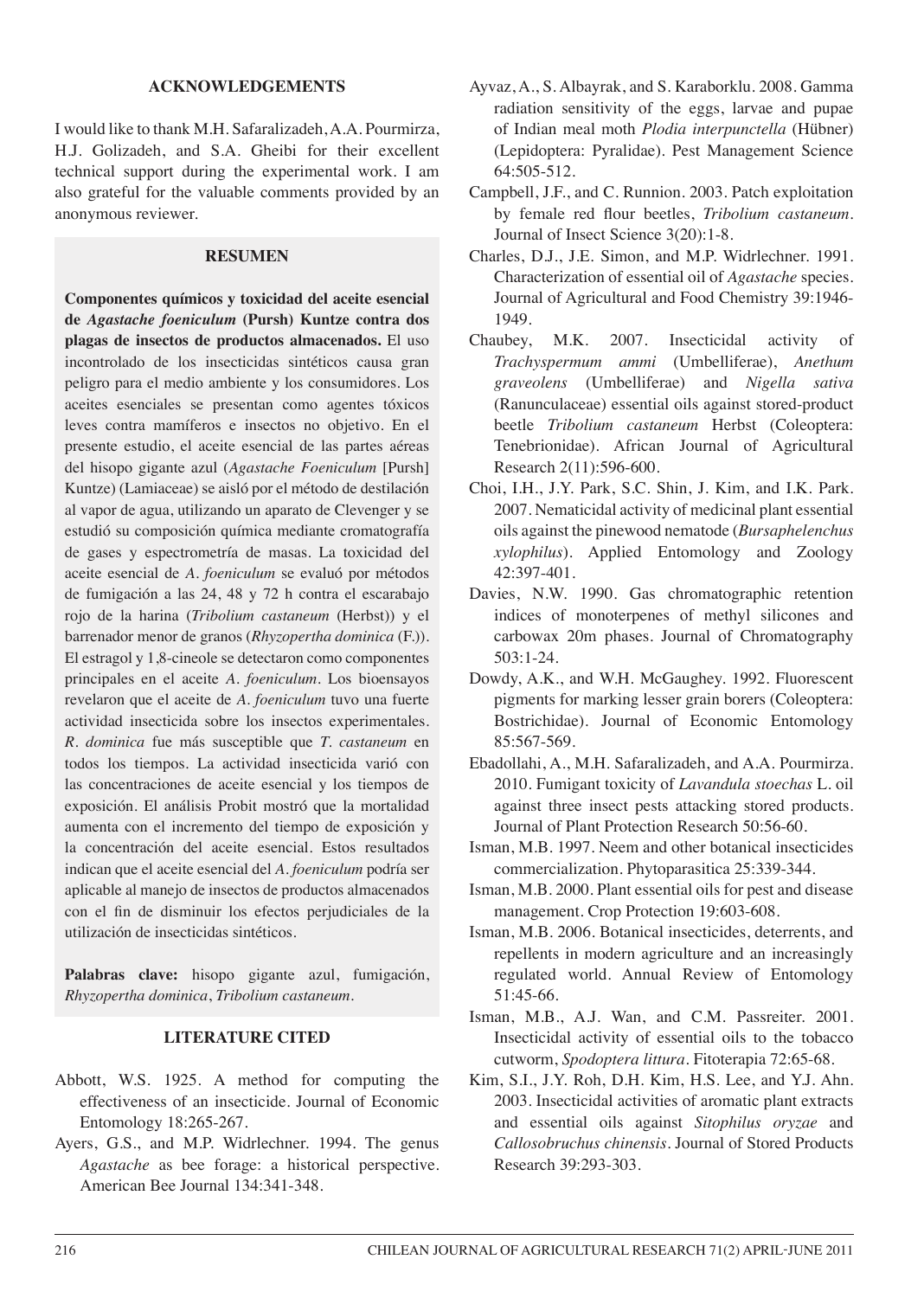### ACKNOWLEDGEMENTS

I would like to thank M.H. Safaralizadeh, A.A. Pourmirza, H.J. Golizadeh, and S.A. Gheibi for their excellent technical support during the experimental work. I am also grateful for the valuable comments provided by an anonymous reviewer.

### RESUMEN

**Componentes químicos y toxicidad del aceite esencial de *Agastache foeniculum* (Pursh) Kuntze contra dos plagas de insectos de productos almacenados.** El uso incontrolado de los insecticidas sintéticos causa gran peligro para el medio ambiente y los consumidores. Los aceites esenciales se presentan como agentes tóxicos leves contra mamíferos e insectos no objetivo. En el presente estudio, el aceite esencial de las partes aéreas del hisopo gigante azul (*Agastache Foeniculum* [Pursh] Kuntze) (Lamiaceae) se aisló por el método de destilación al vapor de agua, utilizando un aparato de Clevenger y se estudió su composición química mediante cromatografía de gases y espectrometría de masas. La toxicidad del aceite esencial de *A. foeniculum* se evaluó por métodos de fumigación a las 24, 48 y 72 h contra el escarabajo rojo de la harina (*Tribolium castaneum* (Herbst)) y el barrenador menor de granos (*Rhyzopertha dominica* (F.)). El estragol y 1,8-cineole se detectaron como componentes principales en el aceite *A. foeniculum*. Los bioensayos revelaron que el aceite de *A. foeniculum* tuvo una fuerte actividad insecticida sobre los insectos experimentales. *R. dominica* fue más susceptible que *T. castaneum* en todos los tiempos. La actividad insecticida varió con las concentraciones de aceite esencial y los tiempos de exposición. El análisis Probit mostró que la mortalidad aumenta con el incremento del tiempo de exposición y la concentración del aceite esencial. Estos resultados indican que el aceite esencial del *A. foeniculum* podría ser aplicable al manejo de insectos de productos almacenados con el fin de disminuir los efectos perjudiciales de la utilización de insecticidas sintéticos.

**Palabras clave:** hisopo gigante azul, fumigación, *Rhyzopertha dominica*, *Tribolium castaneum*.

### LITERATURE CITED

Abbott, W.S. 1925. A method for computing the effectiveness of an insecticide. Journal of Economic Entomology 18:265-267.

Ayers, G.S., and M.P. Widrlechner. 1994. The genus *Agastache* as bee forage: a historical perspective. American Bee Journal 134:341-348.

Ayvaz, A., S. Albayrak, and S. Karaborklu. 2008. Gamma radiation sensitivity of the eggs, larvae and pupae of Indian meal moth *Plodia interpunctella* (Hübner) (Lepidoptera: Pyralidae). Pest Management Science 64:505-512.

Campbell, J.F., and C. Runnion. 2003. Patch exploitation by female red flour beetles, *Tribolium castaneum*. Journal of Insect Science 3(20):1-8.

Charles, D.J., J.E. Simon, and M.P. Widrlechner. 1991. Characterization of essential oil of *Agastache* species. Journal of Agricultural and Food Chemistry 39:1946-1949.

Chaubey, M.K. 2007. Insecticidal activity of *Trachyspermum ammi* (Umbelliferae), *Anethum graveolens* (Umbelliferae) and *Nigella sativa* (Ranunculaceae) essential oils against stored-product beetle *Tribolium castaneum* Herbst (Coleoptera: Tenebrionidae). African Journal of Agricultural Research 2(11):596-600.

Choi, I.H., J.Y. Park, S.C. Shin, J. Kim, and I.K. Park. 2007. Nematicidal activity of medicinal plant essential oils against the pinewood nematode (*Bursaphelenchus xylophilus*). Applied Entomology and Zoology 42:397-401.

Davies, N.W. 1990. Gas chromatographic retention indices of monoterpenes of methyl silicones and carbowax 20m phases. Journal of Chromatography 503:1-24.

Dowdy, A.K., and W.H. McGaughey. 1992. Fluorescent pigments for marking lesser grain borers (Coleoptera: Bostrichidae). Journal of Economic Entomology 85:567-569.

Ebadollahi, A., M.H. Safaralizadeh, and A.A. Pourmirza. 2010. Fumigant toxicity of *Lavandula stoechas* L. oil against three insect pests attacking stored products. Journal of Plant Protection Research 50:56-60.

Isman, M.B. 1997. Neem and other botanical insecticides commercialization. Phytoparasitica 25:339-344.

Isman, M.B. 2000. Plant essential oils for pest and disease management. Crop Protection 19:603-608.

Isman, M.B. 2006. Botanical insecticides, deterrents, and repellents in modern agriculture and an increasingly regulated world. Annual Review of Entomology 51:45-66.

Isman, M.B., A.J. Wan, and C.M. Passreiter. 2001. Insecticidal activity of essential oils to the tobacco cutworm, *Spodoptera littura*. Fitoterapia 72:65-68.

Kim, S.I., J.Y. Roh, D.H. Kim, H.S. Lee, and Y.J. Ahn. 2003. Insecticidal activities of aromatic plant extracts and essential oils against *Sitophilus oryzae* and *Callosobruchus chinensis*. Journal of Stored Products Research 39:293-303.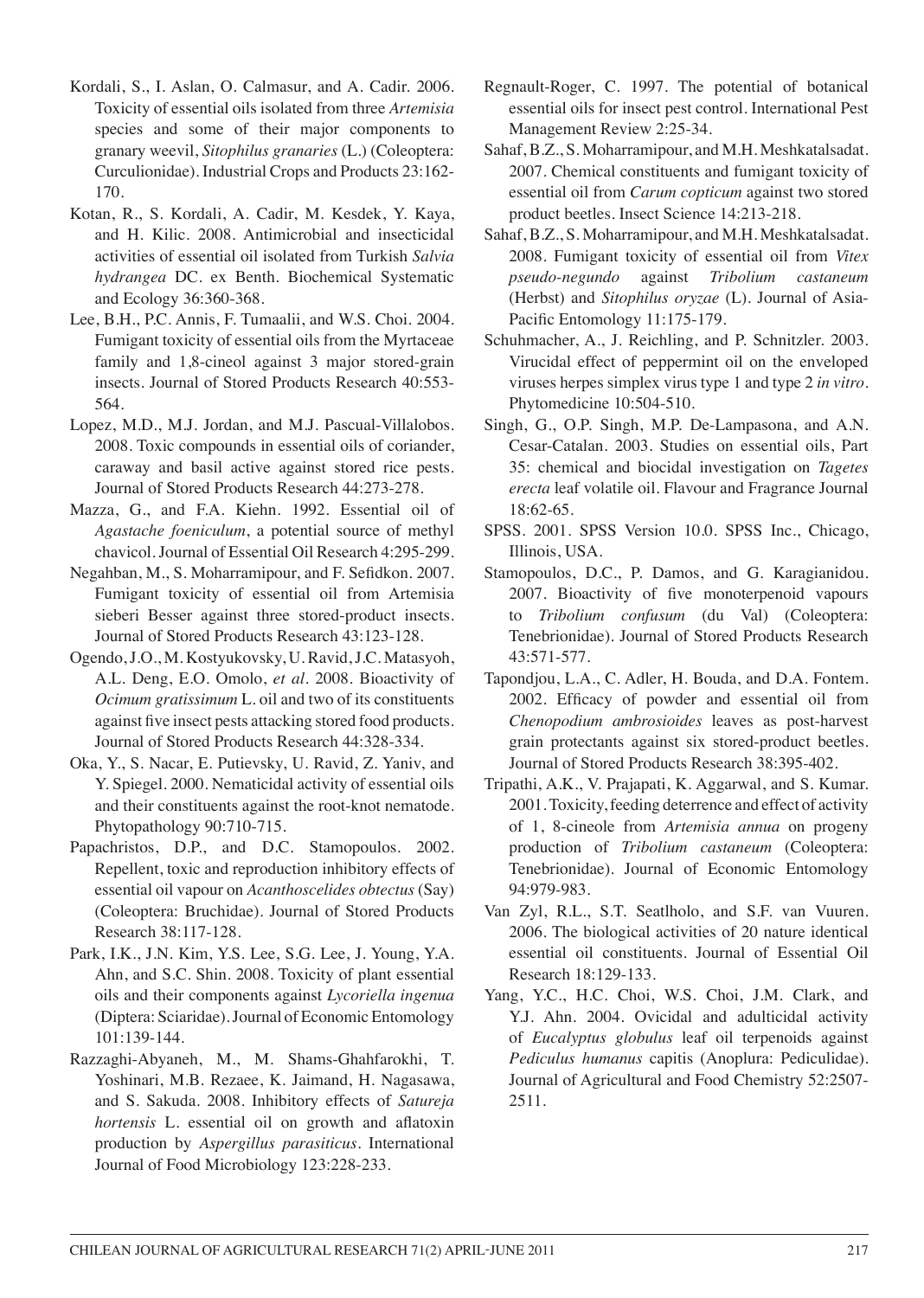Kordali, S., I. Aslan, O. Calmasur, and A. Cadir. 2006. Toxicity of essential oils isolated from three *Artemisia* species and some of their major components to granary weevil, *Sitophilus granaries* (L.) (Coleoptera: Curculionidae). Industrial Crops and Products 23:162-170.

Kotan, R., S. Kordali, A. Cadir, M. Kesdek, Y. Kaya, and H. Kilic. 2008. Antimicrobial and insecticidal activities of essential oil isolated from Turkish *Salvia hydrangea* DC. ex Benth. Biochemical Systematic and Ecology 36:360-368.

Lee, B.H., P.C. Annis, F. Tumaalii, and W.S. Choi. 2004. Fumigant toxicity of essential oils from the Myrtaceae family and 1,8-cineol against 3 major stored-grain insects. Journal of Stored Products Research 40:553-564.

Lopez, M.D., M.J. Jordan, and M.J. Pascual-Villalobos. 2008. Toxic compounds in essential oils of coriander, caraway and basil active against stored rice pests. Journal of Stored Products Research 44:273-278.

Mazza, G., and F.A. Kiehn. 1992. Essential oil of *Agastache foeniculum*, a potential source of methyl chavicol. Journal of Essential Oil Research 4:295-299.

Negahban, M., S. Moharramipour, and F. Sefidkon. 2007. Fumigant toxicity of essential oil from Artemisia sieberi Besser against three stored-product insects. Journal of Stored Products Research 43:123-128.

Ogendo, J.O., M. Kostyukovsky, U. Ravid, J.C. Matasyoh, A.L. Deng, E.O. Omolo, *et al*. 2008. Bioactivity of *Ocimum gratissimum* L. oil and two of its constituents against five insect pests attacking stored food products. Journal of Stored Products Research 44:328-334.

Oka, Y., S. Nacar, E. Putievsky, U. Ravid, Z. Yaniv, and Y. Spiegel. 2000. Nematicidal activity of essential oils and their constituents against the root-knot nematode. Phytopathology 90:710-715.

Papachristos, D.P., and D.C. Stamopoulos. 2002. Repellent, toxic and reproduction inhibitory effects of essential oil vapour on *Acanthoscelides obtectus* (Say) (Coleoptera: Bruchidae). Journal of Stored Products Research 38:117-128.

Park, I.K., J.N. Kim, Y.S. Lee, S.G. Lee, J. Young, Y.A. Ahn, and S.C. Shin. 2008. Toxicity of plant essential oils and their components against *Lycoriella ingenua* (Diptera: Sciaridae). Journal of Economic Entomology 101:139-144.

Razzaghi-Abyaneh, M., M. Shams-Ghahfarokhi, T. Yoshinari, M.B. Rezaee, K. Jaimand, H. Nagasawa, and S. Sakuda. 2008. Inhibitory effects of *Satureja hortensis* L. essential oil on growth and aflatoxin production by *Aspergillus parasiticus*. International Journal of Food Microbiology 123:228-233.

Regnault-Roger, C. 1997. The potential of botanical essential oils for insect pest control. International Pest Management Review 2:25-34.

Sahaf, B.Z., S. Moharramipour, and M.H. Meshkatalsadat. 2007. Chemical constituents and fumigant toxicity of essential oil from *Carum copticum* against two stored product beetles. Insect Science 14:213-218.

Sahaf, B.Z., S. Moharramipour, and M.H. Meshkatalsadat. 2008. Fumigant toxicity of essential oil from *Vitex pseudo-negundo* against *Tribolium castaneum* (Herbst) and *Sitophilus oryzae* (L). Journal of Asia-Pacific Entomology 11:175-179.

Schuhmacher, A., J. Reichling, and P. Schnitzler. 2003. Virucidal effect of peppermint oil on the enveloped viruses herpes simplex virus type 1 and type 2 *in vitro*. Phytomedicine 10:504-510.

Singh, G., O.P. Singh, M.P. De-Lampasona, and A.N. Cesar-Catalan. 2003. Studies on essential oils, Part 35: chemical and biocidal investigation on *Tagetes erecta* leaf volatile oil. Flavour and Fragrance Journal 18:62-65.

SPSS. 2001. SPSS Version 10.0. SPSS Inc., Chicago, Illinois, USA.

Stamopoulos, D.C., P. Damos, and G. Karagianidou. 2007. Bioactivity of five monoterpenoid vapours to *Tribolium confusum* (du Val) (Coleoptera: Tenebrionidae). Journal of Stored Products Research 43:571-577.

Tapondjou, L.A., C. Adler, H. Bouda, and D.A. Fontem. 2002. Efficacy of powder and essential oil from *Chenopodium ambrosioides* leaves as post-harvest grain protectants against six stored-product beetles. Journal of Stored Products Research 38:395-402.

Tripathi, A.K., V. Prajapati, K. Aggarwal, and S. Kumar. 2001. Toxicity, feeding deterrence and effect of activity of 1, 8-cineole from *Artemisia annua* on progeny production of *Tribolium castaneum* (Coleoptera: Tenebrionidae). Journal of Economic Entomology 94:979-983.

Van Zyl, R.L., S.T. Seatlholo, and S.F. van Vuuren. 2006. The biological activities of 20 nature identical essential oil constituents. Journal of Essential Oil Research 18:129-133.

Yang, Y.C., H.C. Choi, W.S. Choi, J.M. Clark, and Y.J. Ahn. 2004. Ovicidal and adulticidal activity of *Eucalyptus globulus* leaf oil terpenoids against *Pediculus humanus* capitis (Anoplura: Pediculidae). Journal of Agricultural and Food Chemistry 52:2507-2511.